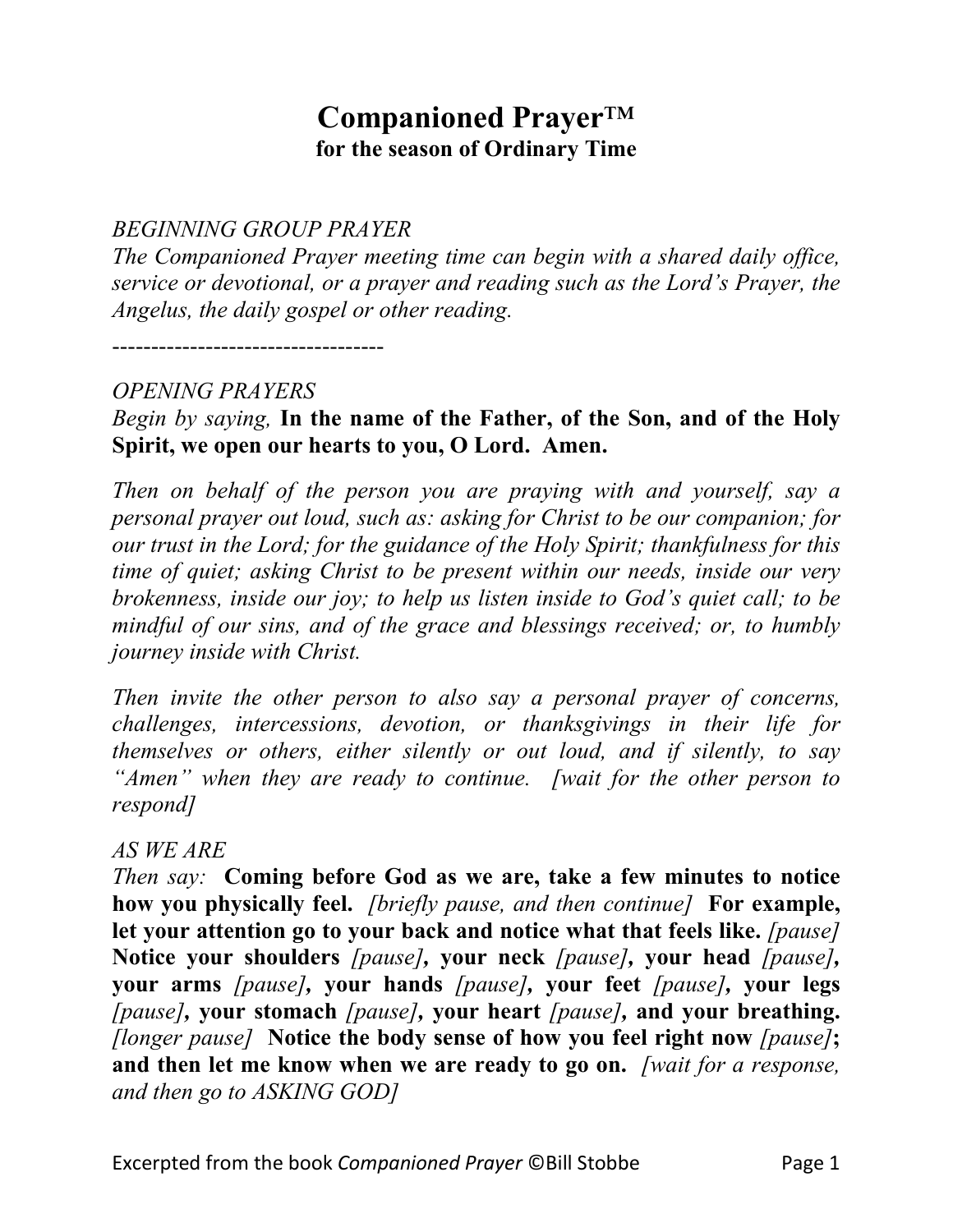# Companioned Prayer™

## for the season of Ordinary Time

*BEGINNING GROUP PRAYER*

*The Companioned Prayer meeting time can begin with a shared daily office, service or devotional, or a prayer and reading such as the Lord's Prayer, the Angelus, the daily gospel or other reading.*

-----------------------------------

*OPENING PRAYERS*

*Begin by saying,* **In the name of the Father, of the Son, and of the Holy Spirit, we open our hearts to you, O Lord. Amen.**

*Then on behalf of the person you are praying with and yourself, say a personal prayer out loud, such as: asking for Christ to be our companion; for our trust in the Lord; for the guidance of the Holy Spirit; thankfulness for this time of quiet; asking Christ to be present within our needs, inside our very brokenness, inside our joy; to help us listen inside to God's quiet call; to be mindful of our sins, and of the grace and blessings received; or, to humbly journey inside with Christ.*

*Then invite the other person to also say a personal prayer of concerns, challenges, intercessions, devotion, or thanksgivings in their life for themselves or others, either silently or out loud, and if silently, to say "Amen" when they are ready to continue. [wait for the other person to respond]*

*AS WE ARE*

*Then say:* **Coming before God as we are, take a few minutes to notice how you physically feel.** *[briefly pause, and then continue]* **For example, let your attention go to your back and notice what that feels like.** *[pause]* **Notice your shoulders** *[pause]***, your neck** *[pause]***, your head** *[pause]***, your arms** *[pause]***, your hands** *[pause]***, your feet** *[pause]***, your legs** *[pause]***, your stomach** *[pause]***, your heart** *[pause]***, and your breathing.** *[longer pause]* **Notice the body sense of how you feel right now** *[pause]***; and then let me know when we are ready to go on.** *[wait for a response, and then go to ASKING GOD]*

Excerpted from the book *Companioned Prayer* ©Bill Stobbe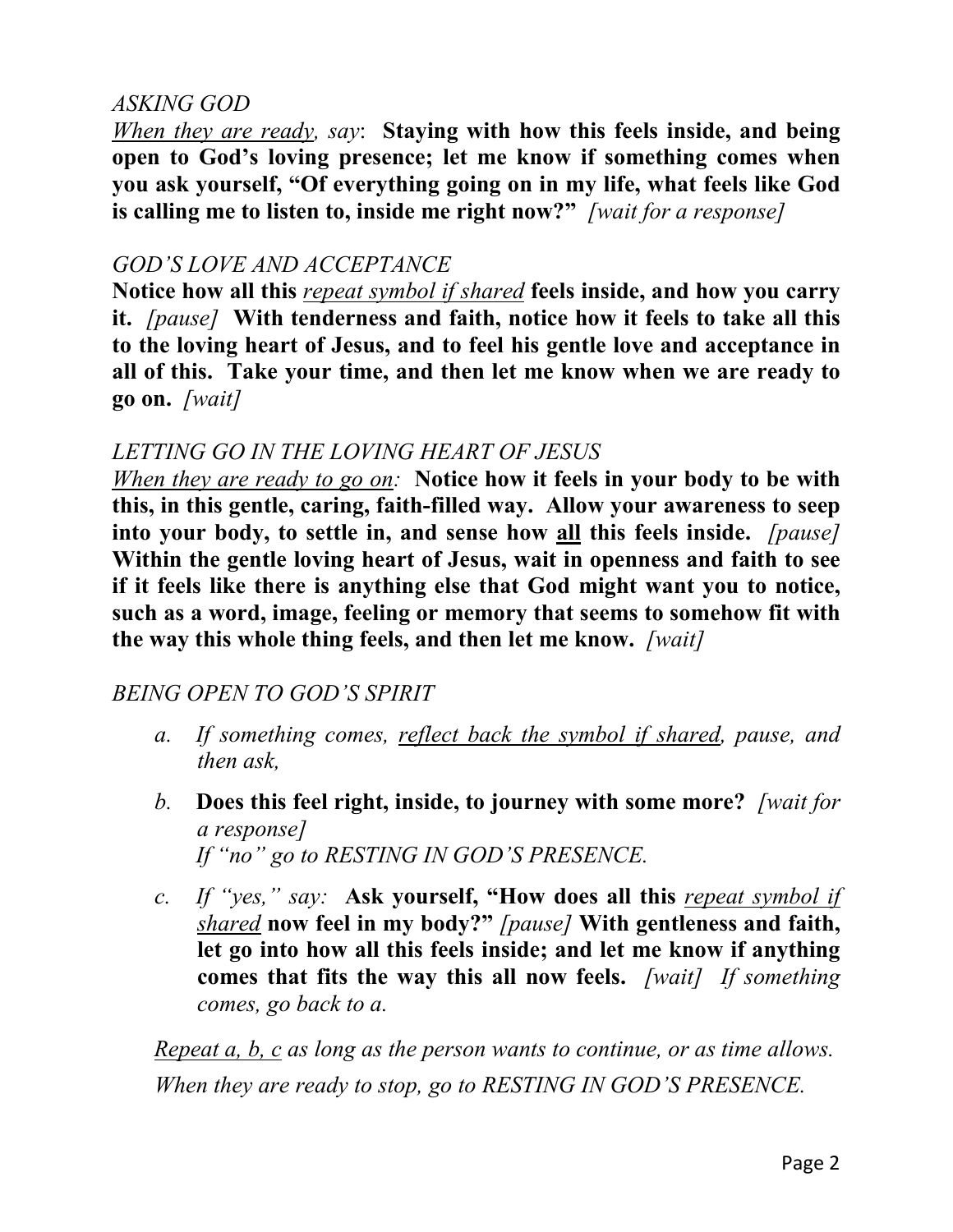*ASKING GOD*

<u>*When they are ready*</u>*, say*: **Staying with how this feels inside, and being open to God's loving presence; let me know if something comes when you ask yourself, "Of everything going on in my life, what feels like God is calling me to listen to, inside me right now?"** *[wait for a response]*

*GOD'S LOVE AND ACCEPTANCE*

**Notice how all this** <u>*repeat symbol if shared*</u> **feels inside, and how you carry it.** *[pause]* **With tenderness and faith, notice how it feels to take all this to the loving heart of Jesus, and to feel his gentle love and acceptance in all of this. Take your time, and then let me know when we are ready to go on.** *[wait]*

*LETTING GO IN THE LOVING HEART OF JESUS*

<u>*When they are ready to go on*</u>*:* **Notice how it feels in your body to be with this, in this gentle, caring, faith-filled way. Allow your awareness to seep into your body, to settle in, and sense how <u>all</u> this feels inside.** *[pause]* **Within the gentle loving heart of Jesus, wait in openness and faith to see if it feels like there is anything else that God might want you to notice, such as a word, image, feeling or memory that seems to somehow fit with the way this whole thing feels, and then let me know.** *[wait]*

*BEING OPEN TO GOD'S SPIRIT*

a. *If something comes,* <u>*reflect back the symbol if shared*</u>*, pause, and then ask,*

b. **Does this feel right, inside, to journey with some more?** *[wait for a response]*
   *If "no" go to RESTING IN GOD'S PRESENCE.*

c. *If "yes," say:* **Ask yourself, "How does all this** <u>*repeat symbol if shared*</u> **now feel in my body?"** *[pause]* **With gentleness and faith, let go into how all this feels inside; and let me know if anything comes that fits the way this all now feels.** *[wait]* *If something comes, go back to a.*

<u>*Repeat a, b, c*</u> *as long as the person wants to continue, or as time allows.*

*When they are ready to stop, go to RESTING IN GOD'S PRESENCE.*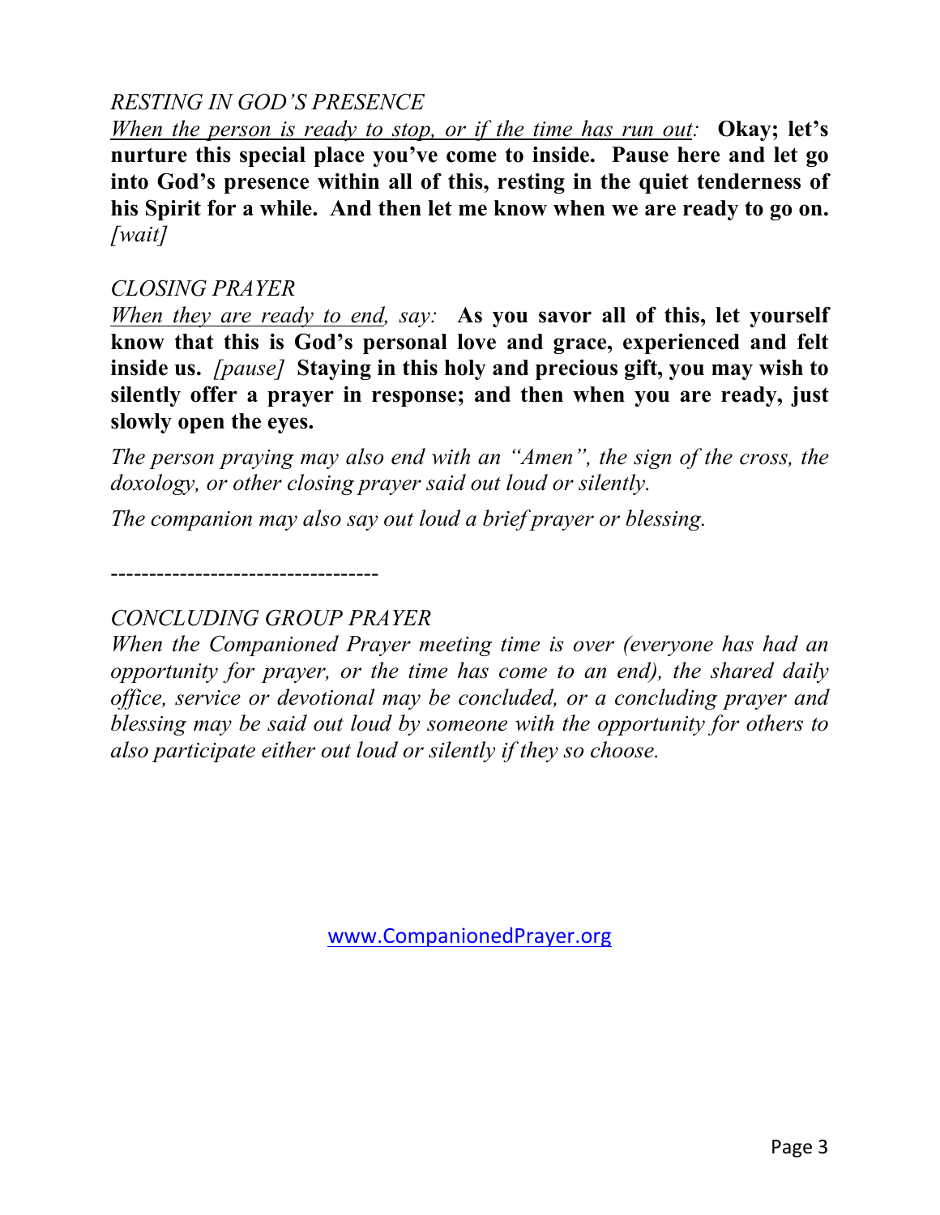*RESTING IN GOD'S PRESENCE*

<u>*When the person is ready to stop, or if the time has run out*</u>*:* **Okay; let's nurture this special place you've come to inside. Pause here and let go into God's presence within all of this, resting in the quiet tenderness of his Spirit for a while. And then let me know when we are ready to go on.** *[wait]*

*CLOSING PRAYER*

<u>*When they are ready to end*</u>*, say:* **As you savor all of this, let yourself know that this is God's personal love and grace, experienced and felt inside us.** *[pause]* **Staying in this holy and precious gift, you may wish to silently offer a prayer in response; and then when you are ready, just slowly open the eyes.**

*The person praying may also end with an "Amen", the sign of the cross, the doxology, or other closing prayer said out loud or silently.*

*The companion may also say out loud a brief prayer or blessing.*

-----------------------------------

*CONCLUDING GROUP PRAYER*

*When the Companioned Prayer meeting time is over (everyone has had an opportunity for prayer, or the time has come to an end), the shared daily office, service or devotional may be concluded, or a concluding prayer and blessing may be said out loud by someone with the opportunity for others to also participate either out loud or silently if they so choose.*

www.CompanionedPrayer.org